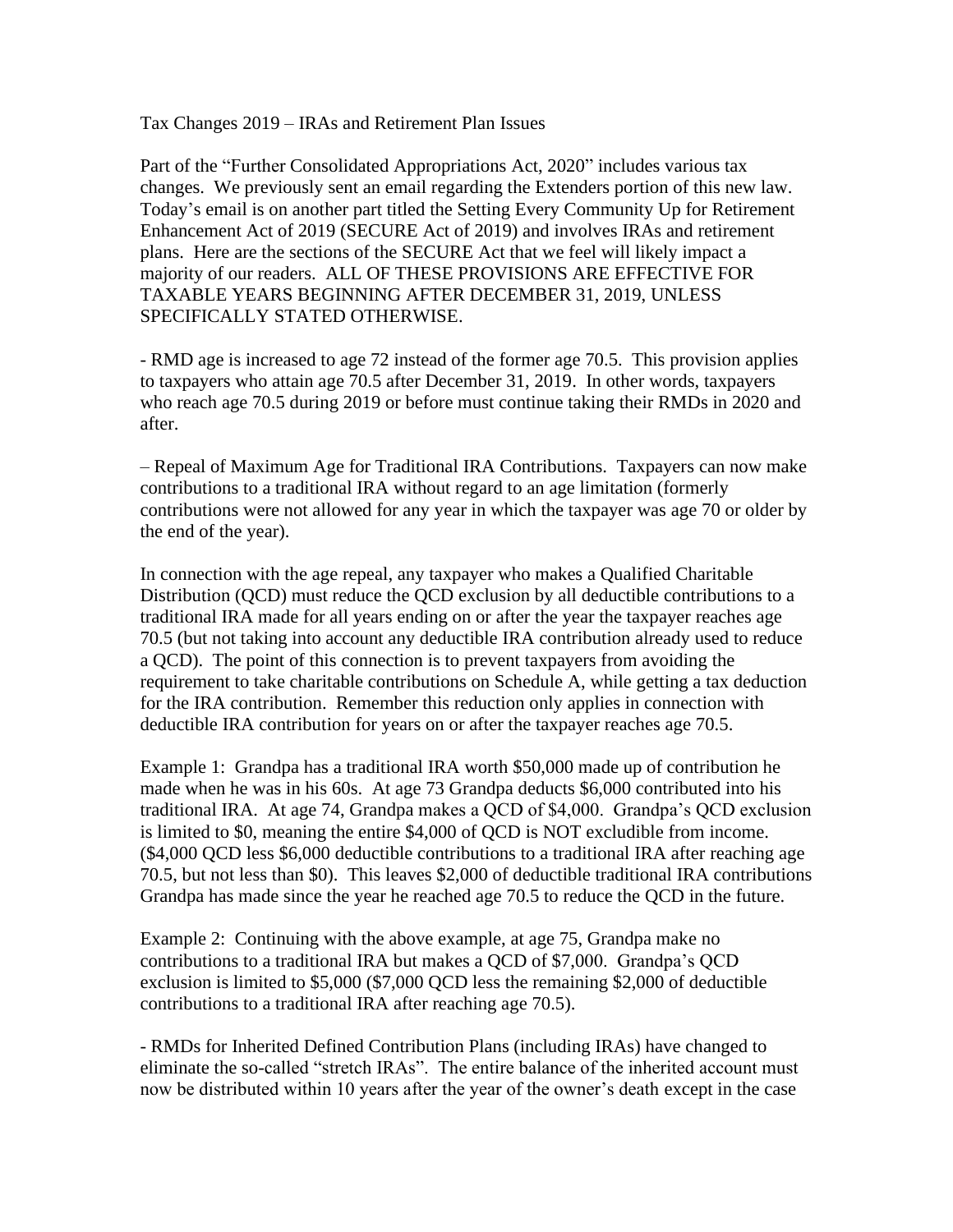Tax Changes 2019 – IRAs and Retirement Plan Issues

Part of the "Further Consolidated Appropriations Act, 2020" includes various tax changes. We previously sent an email regarding the Extenders portion of this new law. Today's email is on another part titled the Setting Every Community Up for Retirement Enhancement Act of 2019 (SECURE Act of 2019) and involves IRAs and retirement plans. Here are the sections of the SECURE Act that we feel will likely impact a majority of our readers. ALL OF THESE PROVISIONS ARE EFFECTIVE FOR TAXABLE YEARS BEGINNING AFTER DECEMBER 31, 2019, UNLESS SPECIFICALLY STATED OTHERWISE.

- RMD age is increased to age 72 instead of the former age 70.5. This provision applies to taxpayers who attain age 70.5 after December 31, 2019. In other words, taxpayers who reach age 70.5 during 2019 or before must continue taking their RMDs in 2020 and after.

– Repeal of Maximum Age for Traditional IRA Contributions. Taxpayers can now make contributions to a traditional IRA without regard to an age limitation (formerly contributions were not allowed for any year in which the taxpayer was age 70 or older by the end of the year).

In connection with the age repeal, any taxpayer who makes a Qualified Charitable Distribution (QCD) must reduce the QCD exclusion by all deductible contributions to a traditional IRA made for all years ending on or after the year the taxpayer reaches age 70.5 (but not taking into account any deductible IRA contribution already used to reduce a QCD). The point of this connection is to prevent taxpayers from avoiding the requirement to take charitable contributions on Schedule A, while getting a tax deduction for the IRA contribution. Remember this reduction only applies in connection with deductible IRA contribution for years on or after the taxpayer reaches age 70.5.

Example 1: Grandpa has a traditional IRA worth $50,000 made up of contribution he made when he was in his 60s. At age 73 Grandpa deducts $6,000 contributed into his traditional IRA. At age 74, Grandpa makes a QCD of $4,000. Grandpa's QCD exclusion is limited to $0, meaning the entire $4,000 of QCD is NOT excludible from income. ($4,000 QCD less $6,000 deductible contributions to a traditional IRA after reaching age 70.5, but not less than $0). This leaves $2,000 of deductible traditional IRA contributions Grandpa has made since the year he reached age 70.5 to reduce the QCD in the future.

Example 2: Continuing with the above example, at age 75, Grandpa make no contributions to a traditional IRA but makes a QCD of $7,000. Grandpa's QCD exclusion is limited to $5,000 ($7,000 QCD less the remaining $2,000 of deductible contributions to a traditional IRA after reaching age 70.5).

- RMDs for Inherited Defined Contribution Plans (including IRAs) have changed to eliminate the so-called "stretch IRAs". The entire balance of the inherited account must now be distributed within 10 years after the year of the owner's death except in the case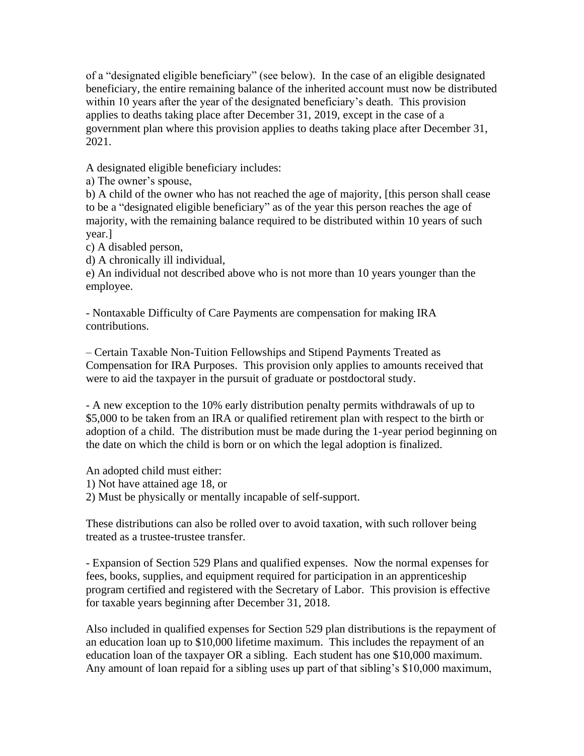of a "designated eligible beneficiary" (see below). In the case of an eligible designated beneficiary, the entire remaining balance of the inherited account must now be distributed within 10 years after the year of the designated beneficiary's death. This provision applies to deaths taking place after December 31, 2019, except in the case of a government plan where this provision applies to deaths taking place after December 31, 2021.

A designated eligible beneficiary includes:
a) The owner's spouse,
b) A child of the owner who has not reached the age of majority, [this person shall cease to be a "designated eligible beneficiary" as of the year this person reaches the age of majority, with the remaining balance required to be distributed within 10 years of such year.]
c) A disabled person,
d) A chronically ill individual,
e) An individual not described above who is not more than 10 years younger than the employee.

- Nontaxable Difficulty of Care Payments are compensation for making IRA contributions.

– Certain Taxable Non-Tuition Fellowships and Stipend Payments Treated as Compensation for IRA Purposes. This provision only applies to amounts received that were to aid the taxpayer in the pursuit of graduate or postdoctoral study.

- A new exception to the 10% early distribution penalty permits withdrawals of up to $5,000 to be taken from an IRA or qualified retirement plan with respect to the birth or adoption of a child. The distribution must be made during the 1-year period beginning on the date on which the child is born or on which the legal adoption is finalized.

An adopted child must either:
1) Not have attained age 18, or
2) Must be physically or mentally incapable of self-support.

These distributions can also be rolled over to avoid taxation, with such rollover being treated as a trustee-trustee transfer.

- Expansion of Section 529 Plans and qualified expenses. Now the normal expenses for fees, books, supplies, and equipment required for participation in an apprenticeship program certified and registered with the Secretary of Labor. This provision is effective for taxable years beginning after December 31, 2018.

Also included in qualified expenses for Section 529 plan distributions is the repayment of an education loan up to $10,000 lifetime maximum. This includes the repayment of an education loan of the taxpayer OR a sibling. Each student has one $10,000 maximum. Any amount of loan repaid for a sibling uses up part of that sibling's $10,000 maximum,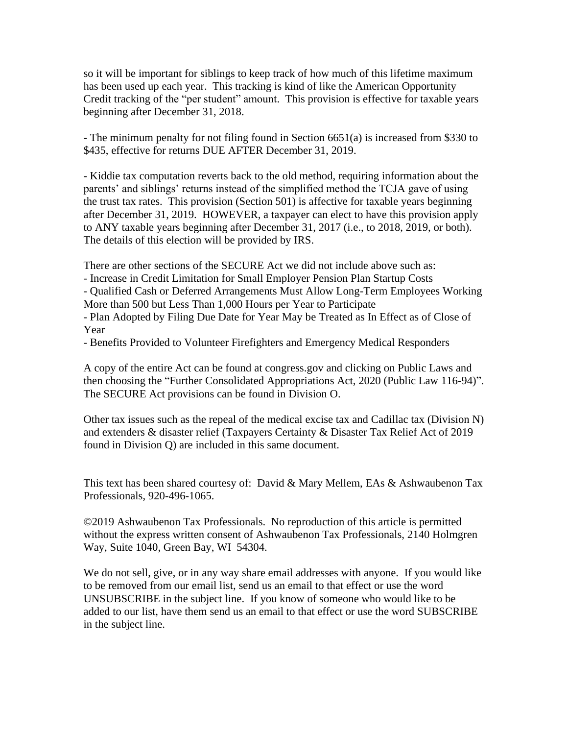so it will be important for siblings to keep track of how much of this lifetime maximum has been used up each year. This tracking is kind of like the American Opportunity Credit tracking of the "per student" amount. This provision is effective for taxable years beginning after December 31, 2018.

- The minimum penalty for not filing found in Section 6651(a) is increased from $330 to $435, effective for returns DUE AFTER December 31, 2019.

- Kiddie tax computation reverts back to the old method, requiring information about the parents' and siblings' returns instead of the simplified method the TCJA gave of using the trust tax rates. This provision (Section 501) is affective for taxable years beginning after December 31, 2019. HOWEVER, a taxpayer can elect to have this provision apply to ANY taxable years beginning after December 31, 2017 (i.e., to 2018, 2019, or both). The details of this election will be provided by IRS.

There are other sections of the SECURE Act we did not include above such as:
- Increase in Credit Limitation for Small Employer Pension Plan Startup Costs
- Qualified Cash or Deferred Arrangements Must Allow Long-Term Employees Working More than 500 but Less Than 1,000 Hours per Year to Participate
- Plan Adopted by Filing Due Date for Year May be Treated as In Effect as of Close of Year
- Benefits Provided to Volunteer Firefighters and Emergency Medical Responders

A copy of the entire Act can be found at congress.gov and clicking on Public Laws and then choosing the "Further Consolidated Appropriations Act, 2020 (Public Law 116-94)". The SECURE Act provisions can be found in Division O.

Other tax issues such as the repeal of the medical excise tax and Cadillac tax (Division N) and extenders & disaster relief (Taxpayers Certainty & Disaster Tax Relief Act of 2019 found in Division Q) are included in this same document.

This text has been shared courtesy of: David & Mary Mellem, EAs & Ashwaubenon Tax Professionals, 920-496-1065.

©2019 Ashwaubenon Tax Professionals. No reproduction of this article is permitted without the express written consent of Ashwaubenon Tax Professionals, 2140 Holmgren Way, Suite 1040, Green Bay, WI 54304.

We do not sell, give, or in any way share email addresses with anyone. If you would like to be removed from our email list, send us an email to that effect or use the word UNSUBSCRIBE in the subject line. If you know of someone who would like to be added to our list, have them send us an email to that effect or use the word SUBSCRIBE in the subject line.